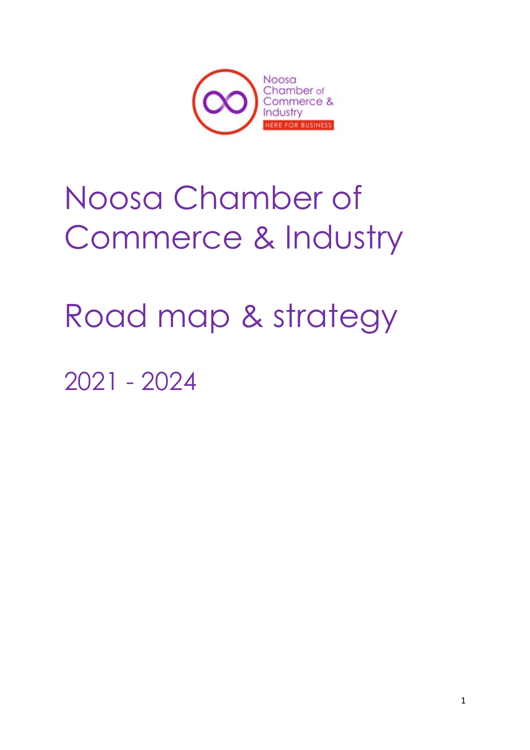# Noosa Chamber of Commerce & Industry

# Road map & strategy

## 2021 - 2024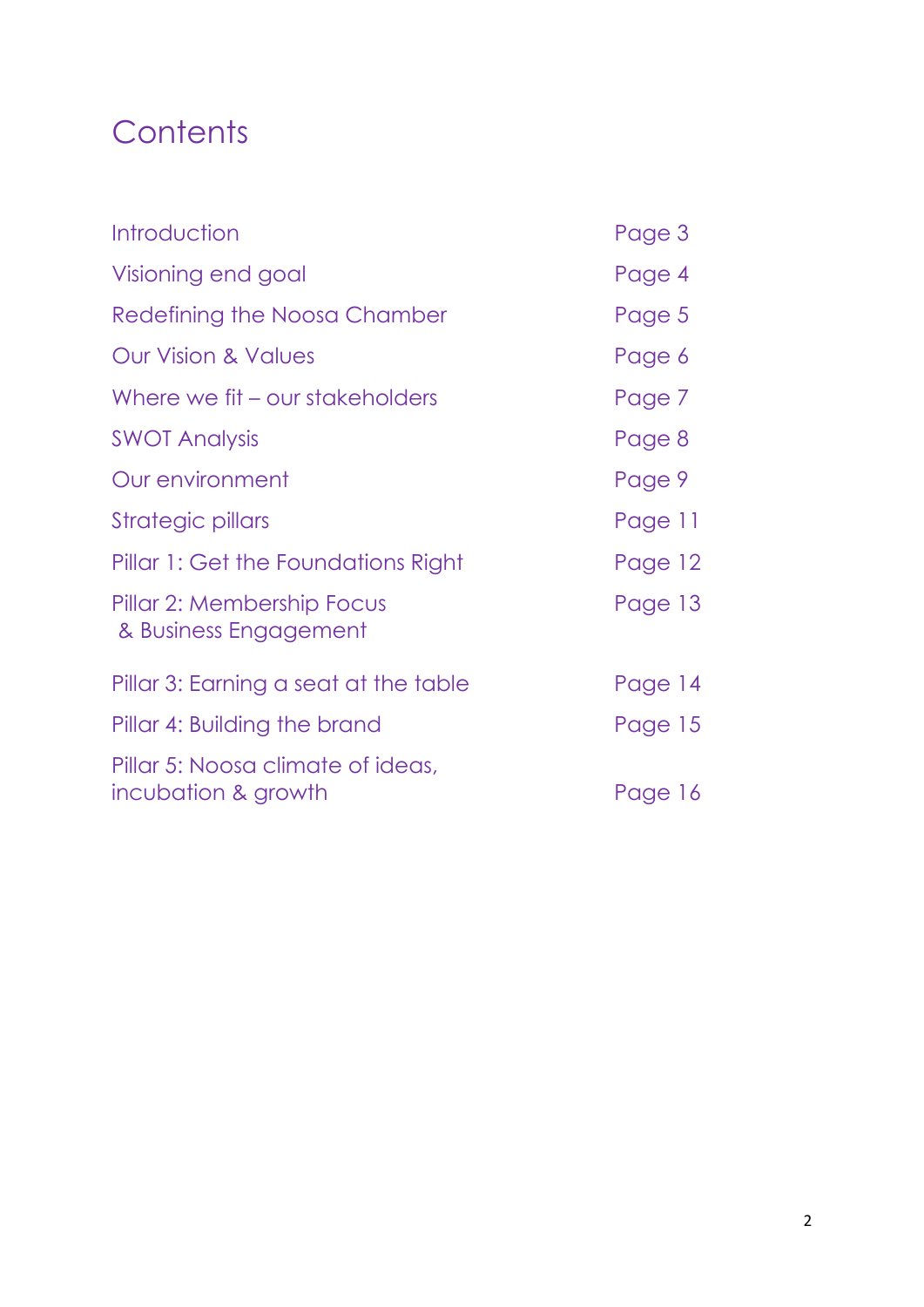# Contents

| | |
|---|---|
| Introduction | Page 3 |
| Visioning end goal | Page 4 |
| Redefining the Noosa Chamber | Page 5 |
| Our Vision & Values | Page 6 |
| Where we fit – our stakeholders | Page 7 |
| SWOT Analysis | Page 8 |
| Our environment | Page 9 |
| Strategic pillars | Page 11 |
| Pillar 1: Get the Foundations Right | Page 12 |
| Pillar 2: Membership Focus & Business Engagement | Page 13 |
| Pillar 3: Earning a seat at the table | Page 14 |
| Pillar 4: Building the brand | Page 15 |
| Pillar 5: Noosa climate of ideas, incubation & growth | Page 16 |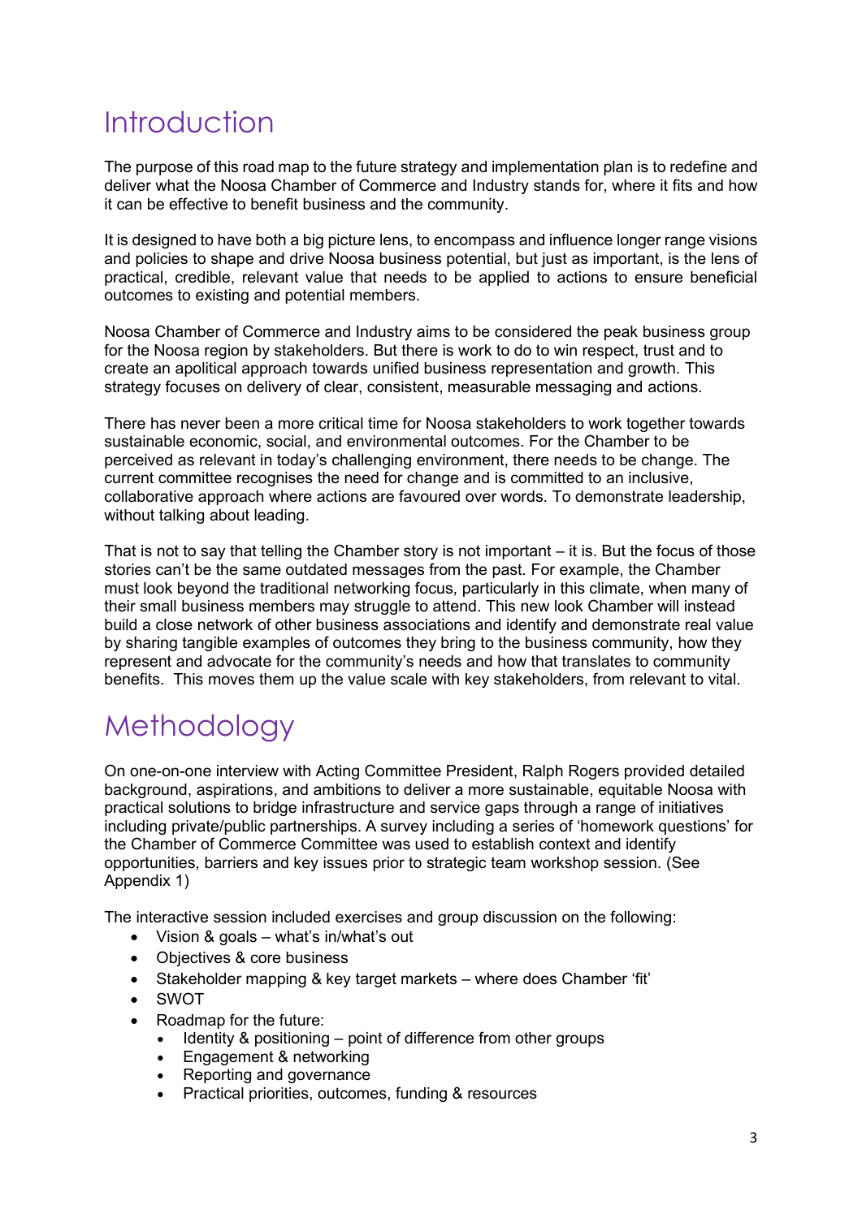# Introduction

The purpose of this road map to the future strategy and implementation plan is to redefine and deliver what the Noosa Chamber of Commerce and Industry stands for, where it fits and how it can be effective to benefit business and the community.

It is designed to have both a big picture lens, to encompass and influence longer range visions and policies to shape and drive Noosa business potential, but just as important, is the lens of practical, credible, relevant value that needs to be applied to actions to ensure beneficial outcomes to existing and potential members.

Noosa Chamber of Commerce and Industry aims to be considered the peak business group for the Noosa region by stakeholders. But there is work to do to win respect, trust and to create an apolitical approach towards unified business representation and growth. This strategy focuses on delivery of clear, consistent, measurable messaging and actions.

There has never been a more critical time for Noosa stakeholders to work together towards sustainable economic, social, and environmental outcomes. For the Chamber to be perceived as relevant in today's challenging environment, there needs to be change. The current committee recognises the need for change and is committed to an inclusive, collaborative approach where actions are favoured over words. To demonstrate leadership, without talking about leading.

That is not to say that telling the Chamber story is not important – it is. But the focus of those stories can't be the same outdated messages from the past. For example, the Chamber must look beyond the traditional networking focus, particularly in this climate, when many of their small business members may struggle to attend. This new look Chamber will instead build a close network of other business associations and identify and demonstrate real value by sharing tangible examples of outcomes they bring to the business community, how they represent and advocate for the community's needs and how that translates to community benefits. This moves them up the value scale with key stakeholders, from relevant to vital.

# Methodology

On one-on-one interview with Acting Committee President, Ralph Rogers provided detailed background, aspirations, and ambitions to deliver a more sustainable, equitable Noosa with practical solutions to bridge infrastructure and service gaps through a range of initiatives including private/public partnerships. A survey including a series of 'homework questions' for the Chamber of Commerce Committee was used to establish context and identify opportunities, barriers and key issues prior to strategic team workshop session. (See Appendix 1)

The interactive session included exercises and group discussion on the following:

- Vision & goals – what's in/what's out
- Objectives & core business
- Stakeholder mapping & key target markets – where does Chamber 'fit'
- SWOT
- Roadmap for the future:
  - Identity & positioning – point of difference from other groups
  - Engagement & networking
  - Reporting and governance
  - Practical priorities, outcomes, funding & resources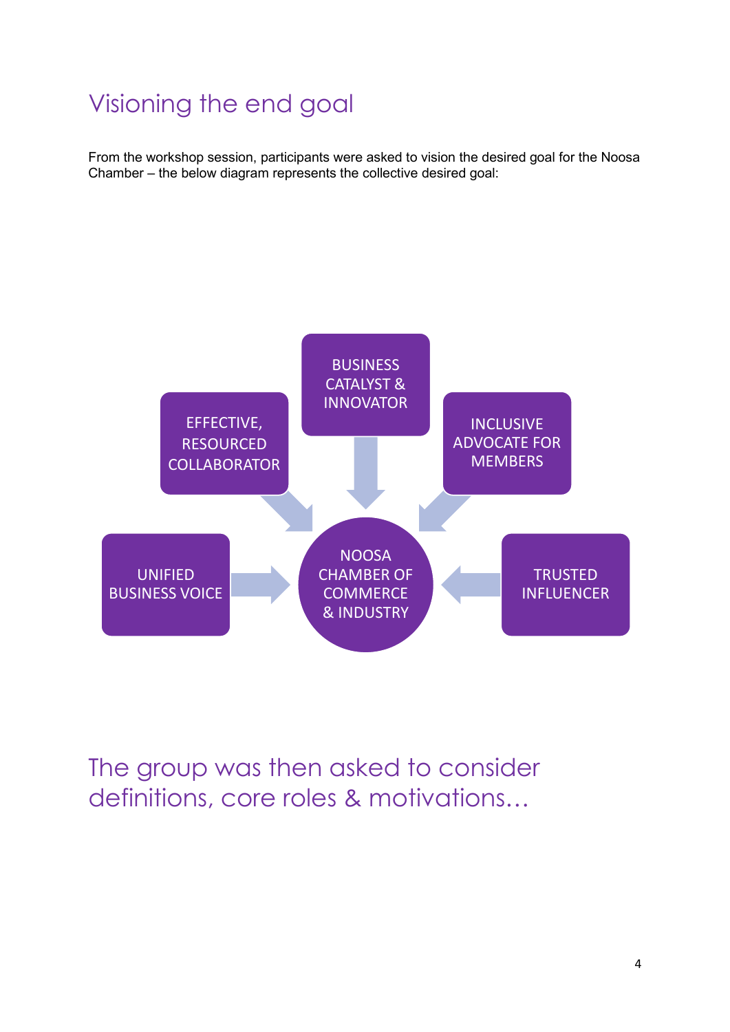# Visioning the end goal

From the workshop session, participants were asked to vision the desired goal for the Noosa Chamber – the below diagram represents the collective desired goal:

- BUSINESS CATALYST & INNOVATOR
- EFFECTIVE, RESOURCED COLLABORATOR
- INCLUSIVE ADVOCATE FOR MEMBERS
- UNIFIED BUSINESS VOICE
- TRUSTED INFLUENCER

→ NOOSA CHAMBER OF COMMERCE & INDUSTRY

# The group was then asked to consider definitions, core roles & motivations…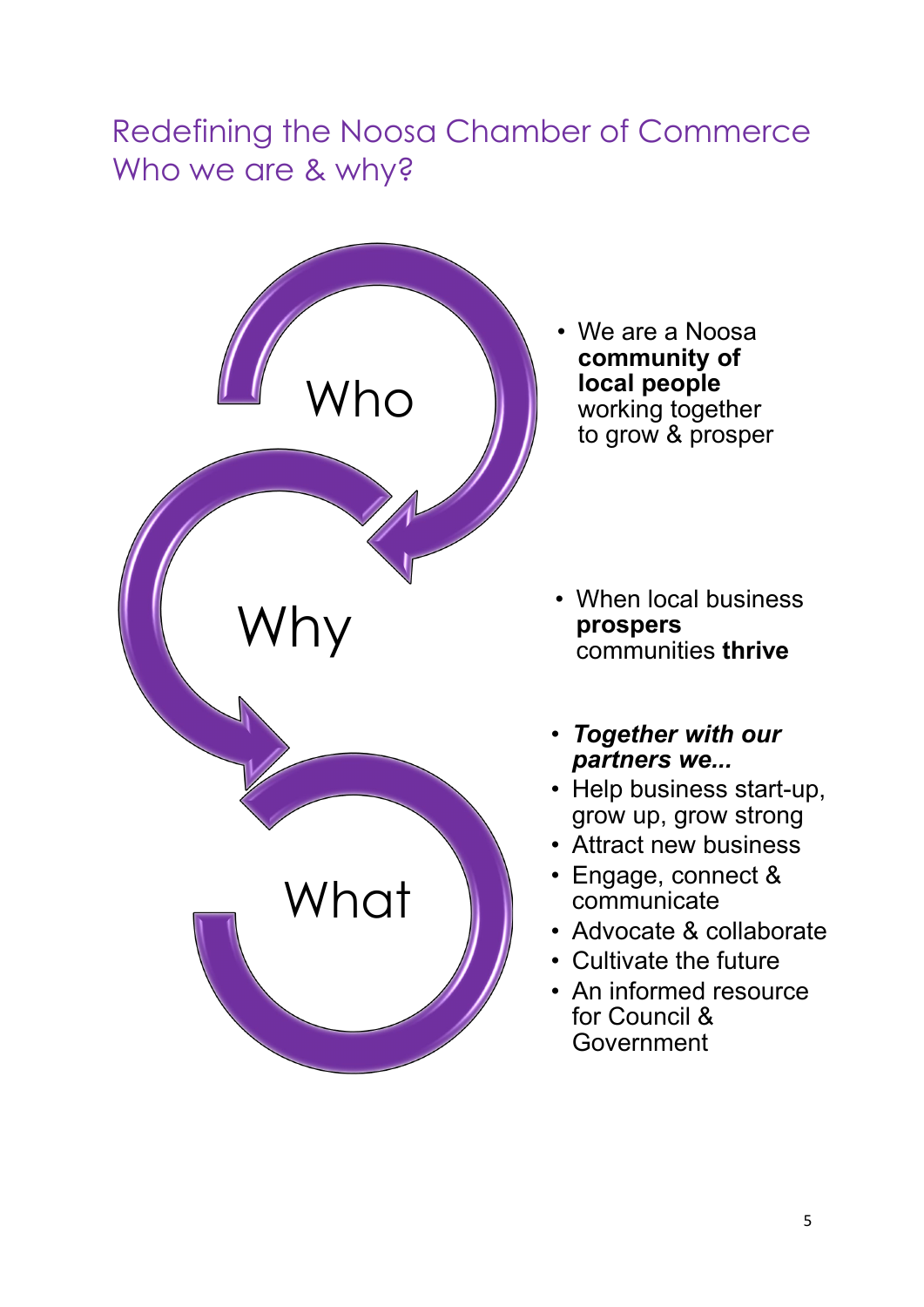# Redefining the Noosa Chamber of Commerce
## Who we are & why?

**Who**

- We are a Noosa **community of local people** working together to grow & prosper

**Why**

- When local business **prospers** communities **thrive**

**What**

- ***Together with our partners we...***
- Help business start-up, grow up, grow strong
- Attract new business
- Engage, connect & communicate
- Advocate & collaborate
- Cultivate the future
- An informed resource for Council & Government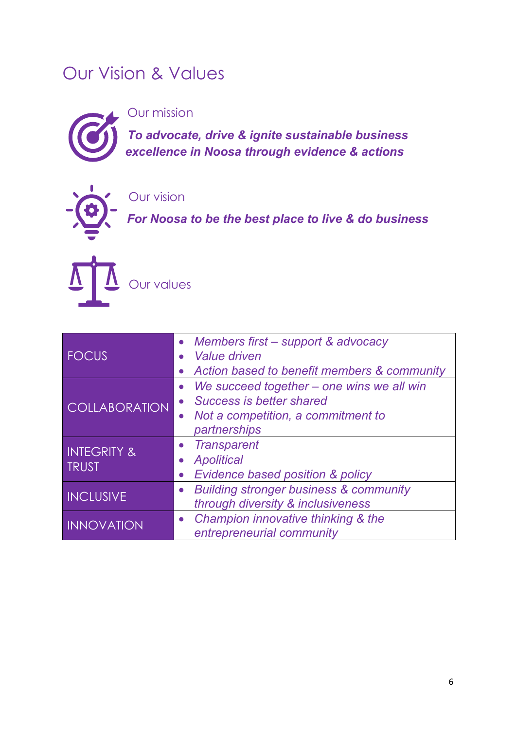# Our Vision & Values

## Our mission

***To advocate, drive & ignite sustainable business excellence in Noosa through evidence & actions***

## Our vision

***For Noosa to be the best place to live & do business***

## Our values

| | |
|---|---|
| FOCUS | • *Members first – support & advocacy*<br>• *Value driven*<br>• *Action based to benefit members & community* |
| COLLABORATION | • *We succeed together – one wins we all win*<br>• *Success is better shared*<br>• *Not a competition, a commitment to partnerships* |
| INTEGRITY & TRUST | • *Transparent*<br>• *Apolitical*<br>• *Evidence based position & policy* |
| INCLUSIVE | • *Building stronger business & community through diversity & inclusiveness* |
| INNOVATION | • *Champion innovative thinking & the entrepreneurial community* |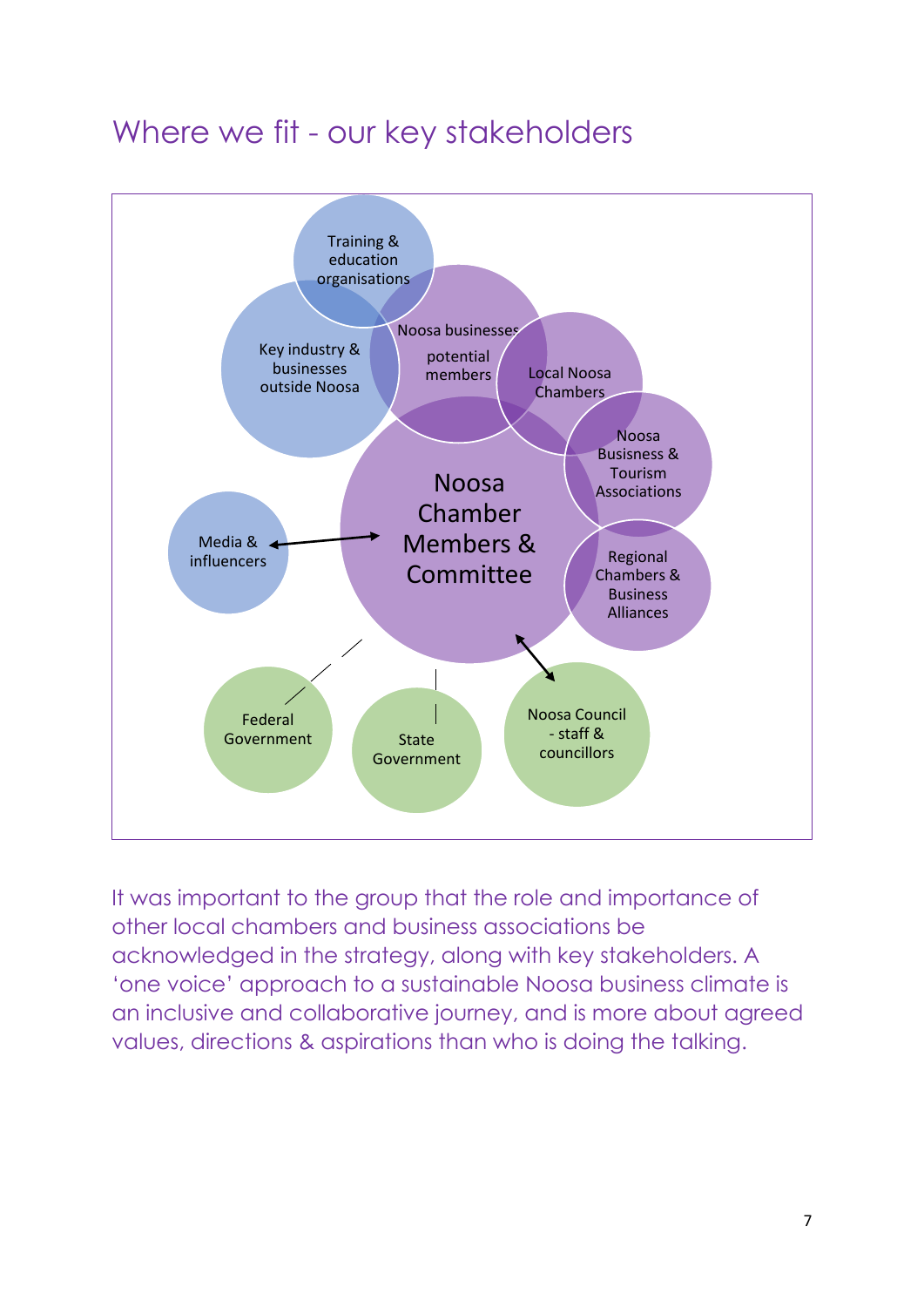## Where we fit - our key stakeholders

Training & education organisations

Key industry & businesses outside Noosa

Noosa businesses potential members

Local Noosa Chambers

Noosa Busisness & Tourism Associations

Regional Chambers & Business Alliances

Noosa Chamber Members & Committee

Media & influencers

Federal Government

State Government

Noosa Council - staff & councillors

It was important to the group that the role and importance of other local chambers and business associations be acknowledged in the strategy, along with key stakeholders. A 'one voice' approach to a sustainable Noosa business climate is an inclusive and collaborative journey, and is more about agreed values, directions & aspirations than who is doing the talking.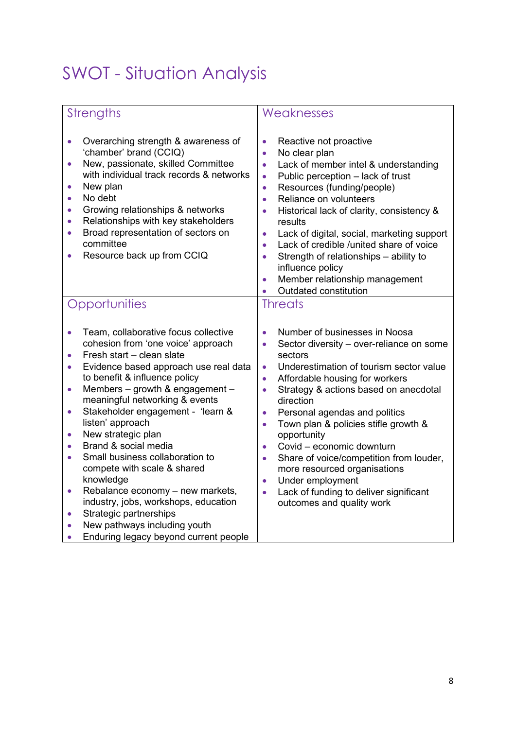# SWOT - Situation Analysis

## Strengths

- Overarching strength & awareness of 'chamber' brand (CCIQ)
- New, passionate, skilled Committee with individual track records & networks
- New plan
- No debt
- Growing relationships & networks
- Relationships with key stakeholders
- Broad representation of sectors on committee
- Resource back up from CCIQ

## Weaknesses

- Reactive not proactive
- No clear plan
- Lack of member intel & understanding
- Public perception – lack of trust
- Resources (funding/people)
- Reliance on volunteers
- Historical lack of clarity, consistency & results
- Lack of digital, social, marketing support
- Lack of credible /united share of voice
- Strength of relationships – ability to influence policy
- Member relationship management
- Outdated constitution

## Opportunities

- Team, collaborative focus collective cohesion from 'one voice' approach
- Fresh start – clean slate
- Evidence based approach use real data to benefit & influence policy
- Members – growth & engagement – meaningful networking & events
- Stakeholder engagement - 'learn & listen' approach
- New strategic plan
- Brand & social media
- Small business collaboration to compete with scale & shared knowledge
- Rebalance economy – new markets, industry, jobs, workshops, education
- Strategic partnerships
- New pathways including youth
- Enduring legacy beyond current people

## Threats

- Number of businesses in Noosa
- Sector diversity – over-reliance on some sectors
- Underestimation of tourism sector value
- Affordable housing for workers
- Strategy & actions based on anecdotal direction
- Personal agendas and politics
- Town plan & policies stifle growth & opportunity
- Covid – economic downturn
- Share of voice/competition from louder, more resourced organisations
- Under employment
- Lack of funding to deliver significant outcomes and quality work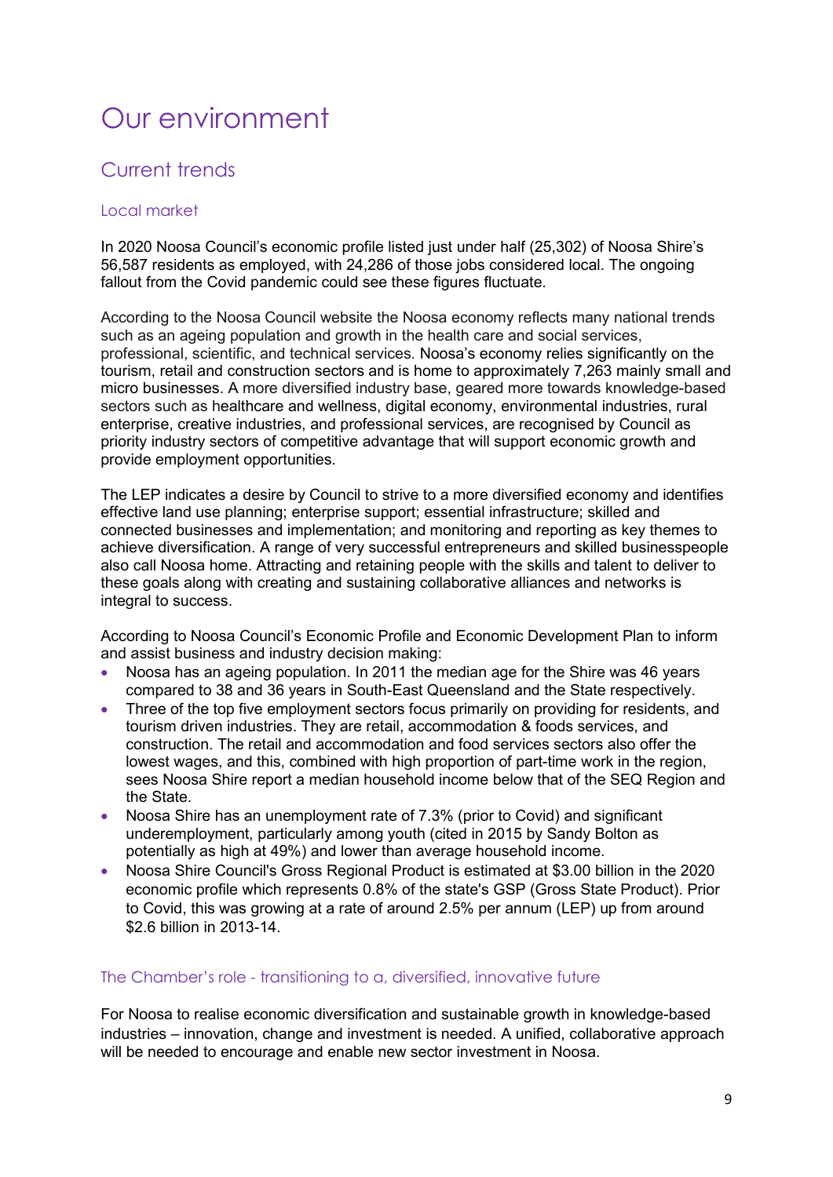# Our environment

## Current trends

### Local market

In 2020 Noosa Council's economic profile listed just under half (25,302) of Noosa Shire's 56,587 residents as employed, with 24,286 of those jobs considered local. The ongoing fallout from the Covid pandemic could see these figures fluctuate.

According to the Noosa Council website the Noosa economy reflects many national trends such as an ageing population and growth in the health care and social services, professional, scientific, and technical services. Noosa's economy relies significantly on the tourism, retail and construction sectors and is home to approximately 7,263 mainly small and micro businesses. A more diversified industry base, geared more towards knowledge-based sectors such as healthcare and wellness, digital economy, environmental industries, rural enterprise, creative industries, and professional services, are recognised by Council as priority industry sectors of competitive advantage that will support economic growth and provide employment opportunities.

The LEP indicates a desire by Council to strive to a more diversified economy and identifies effective land use planning; enterprise support; essential infrastructure; skilled and connected businesses and implementation; and monitoring and reporting as key themes to achieve diversification. A range of very successful entrepreneurs and skilled businesspeople also call Noosa home. Attracting and retaining people with the skills and talent to deliver to these goals along with creating and sustaining collaborative alliances and networks is integral to success.

According to Noosa Council's Economic Profile and Economic Development Plan to inform and assist business and industry decision making:

- Noosa has an ageing population. In 2011 the median age for the Shire was 46 years compared to 38 and 36 years in South-East Queensland and the State respectively.
- Three of the top five employment sectors focus primarily on providing for residents, and tourism driven industries. They are retail, accommodation & foods services, and construction. The retail and accommodation and food services sectors also offer the lowest wages, and this, combined with high proportion of part-time work in the region, sees Noosa Shire report a median household income below that of the SEQ Region and the State.
- Noosa Shire has an unemployment rate of 7.3% (prior to Covid) and significant underemployment, particularly among youth (cited in 2015 by Sandy Bolton as potentially as high at 49%) and lower than average household income.
- Noosa Shire Council's Gross Regional Product is estimated at $3.00 billion in the 2020 economic profile which represents 0.8% of the state's GSP (Gross State Product). Prior to Covid, this was growing at a rate of around 2.5% per annum (LEP) up from around $2.6 billion in 2013-14.

### The Chamber's role - transitioning to a, diversified, innovative future

For Noosa to realise economic diversification and sustainable growth in knowledge-based industries – innovation, change and investment is needed. A unified, collaborative approach will be needed to encourage and enable new sector investment in Noosa.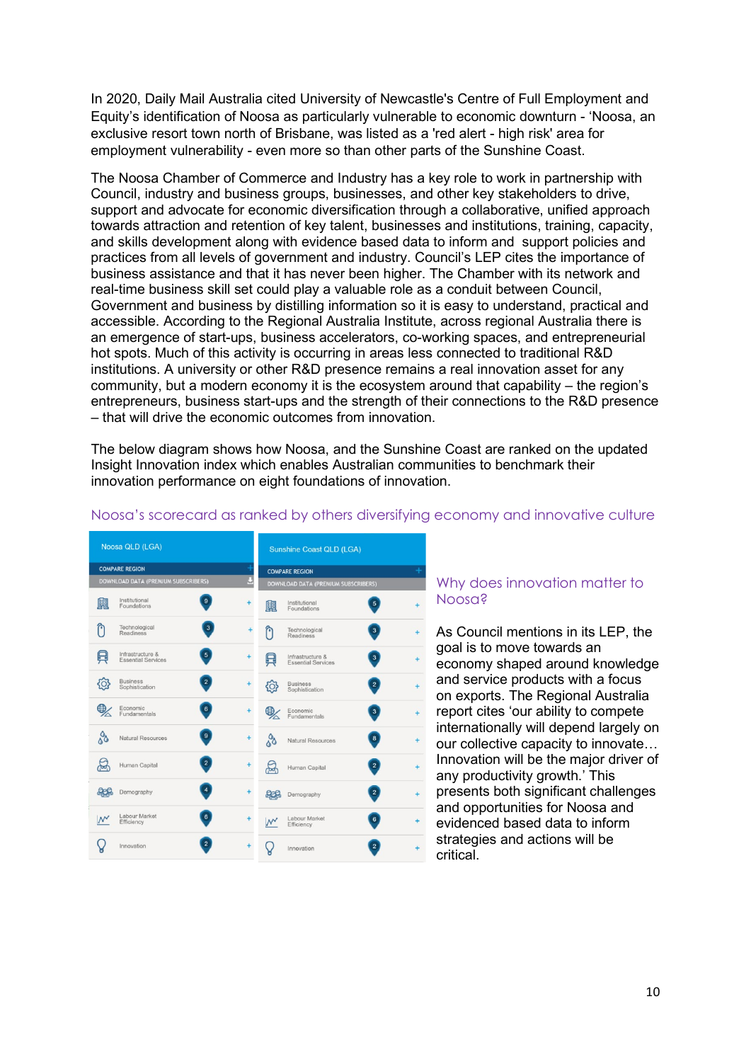In 2020, Daily Mail Australia cited University of Newcastle's Centre of Full Employment and Equity's identification of Noosa as particularly vulnerable to economic downturn - 'Noosa, an exclusive resort town north of Brisbane, was listed as a 'red alert - high risk' area for employment vulnerability - even more so than other parts of the Sunshine Coast.

The Noosa Chamber of Commerce and Industry has a key role to work in partnership with Council, industry and business groups, businesses, and other key stakeholders to drive, support and advocate for economic diversification through a collaborative, unified approach towards attraction and retention of key talent, businesses and institutions, training, capacity, and skills development along with evidence based data to inform and support policies and practices from all levels of government and industry. Council's LEP cites the importance of business assistance and that it has never been higher. The Chamber with its network and real-time business skill set could play a valuable role as a conduit between Council, Government and business by distilling information so it is easy to understand, practical and accessible. According to the Regional Australia Institute, across regional Australia there is an emergence of start-ups, business accelerators, co-working spaces, and entrepreneurial hot spots. Much of this activity is occurring in areas less connected to traditional R&D institutions. A university or other R&D presence remains a real innovation asset for any community, but a modern economy it is the ecosystem around that capability – the region's entrepreneurs, business start-ups and the strength of their connections to the R&D presence – that will drive the economic outcomes from innovation.

The below diagram shows how Noosa, and the Sunshine Coast are ranked on the updated Insight Innovation index which enables Australian communities to benchmark their innovation performance on eight foundations of innovation.

## Noosa's scorecard as ranked by others diversifying economy and innovative culture

| Foundation | Noosa QLD (LGA) | Sunshine Coast QLD (LGA) |
|---|---|---|
| Institutional Foundations | 9 | 5 |
| Technological Readiness | 3 | 3 |
| Infrastructure & Essential Services | 5 | 3 |
| Business Sophistication | 2 | 2 |
| Economic Fundamentals | 6 | 3 |
| Natural Resources | 9 | 8 |
| Human Capital | 2 | 2 |
| Demography | 4 | 2 |
| Labour Market Efficiency | 6 | 6 |
| Innovation | 2 | 2 |

## Why does innovation matter to Noosa?

As Council mentions in its LEP, the goal is to move towards an economy shaped around knowledge and service products with a focus on exports. The Regional Australia report cites 'our ability to compete internationally will depend largely on our collective capacity to innovate… Innovation will be the major driver of any productivity growth.' This presents both significant challenges and opportunities for Noosa and evidenced based data to inform strategies and actions will be critical.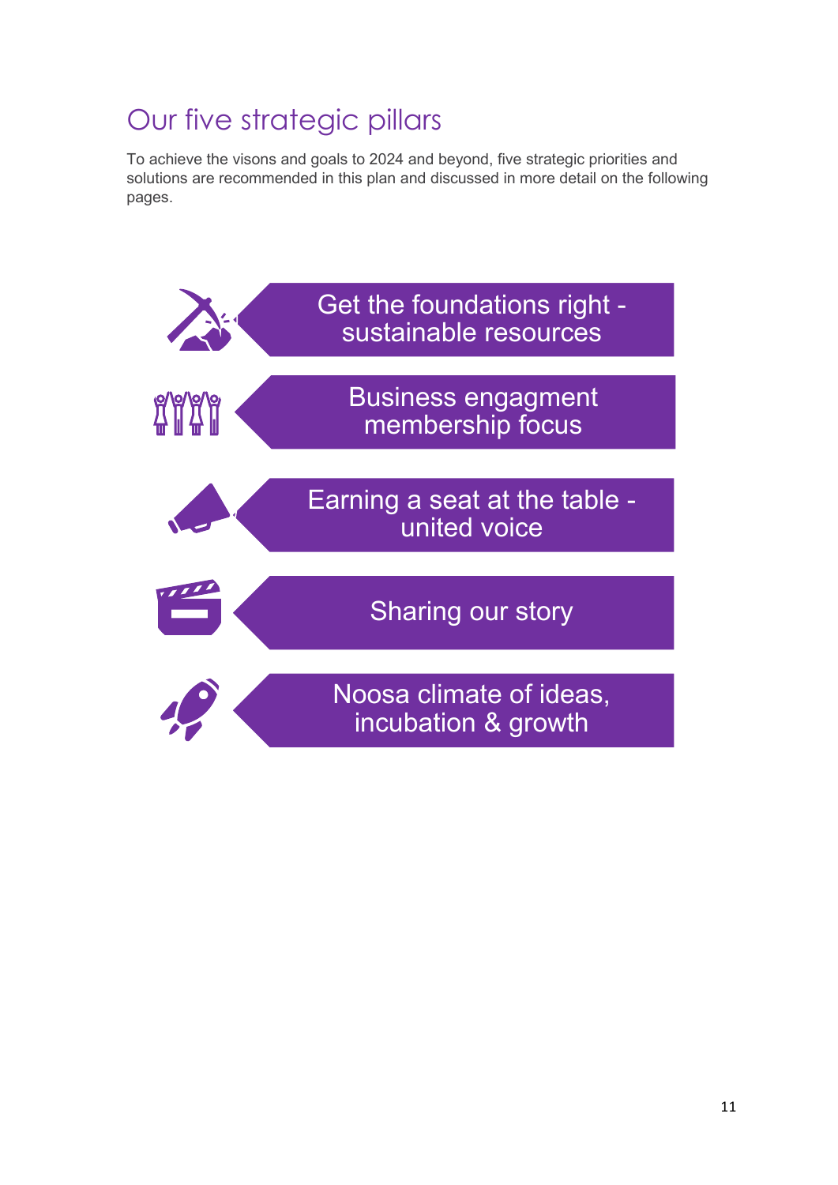# Our five strategic pillars

To achieve the visons and goals to 2024 and beyond, five strategic priorities and solutions are recommended in this plan and discussed in more detail on the following pages.

- Get the foundations right - sustainable resources
- Business engagment membership focus
- Earning a seat at the table - united voice
- Sharing our story
- Noosa climate of ideas, incubation & growth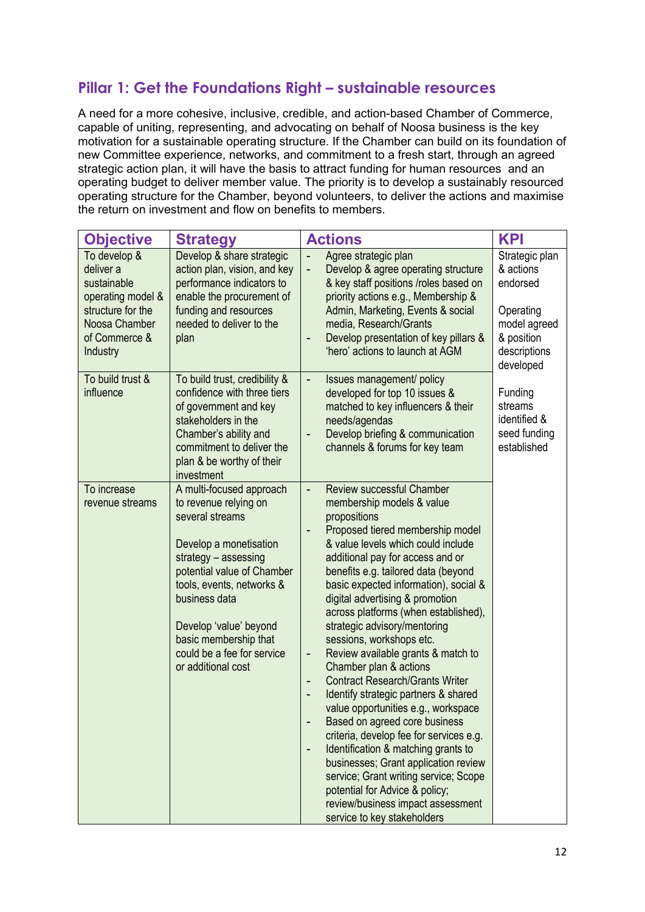## Pillar 1: Get the Foundations Right – sustainable resources

A need for a more cohesive, inclusive, credible, and action-based Chamber of Commerce, capable of uniting, representing, and advocating on behalf of Noosa business is the key motivation for a sustainable operating structure. If the Chamber can build on its foundation of new Committee experience, networks, and commitment to a fresh start, through an agreed strategic action plan, it will have the basis to attract funding for human resources and an operating budget to deliver member value. The priority is to develop a sustainably resourced operating structure for the Chamber, beyond volunteers, to deliver the actions and maximise the return on investment and flow on benefits to members.

| Objective | Strategy | Actions | KPI |
|---|---|---|---|
| To develop & deliver a sustainable operating model & structure for the Noosa Chamber of Commerce & Industry | Develop & share strategic action plan, vision, and key performance indicators to enable the procurement of funding and resources needed to deliver to the plan | - Agree strategic plan<br>- Develop & agree operating structure & key staff positions /roles based on priority actions e.g., Membership & Admin, Marketing, Events & social media, Research/Grants<br>- Develop presentation of key pillars & 'hero' actions to launch at AGM | Strategic plan & actions endorsed<br><br>Operating model agreed & position descriptions developed<br><br>Funding streams identified & seed funding established |
| To build trust & influence | To build trust, credibility & confidence with three tiers of government and key stakeholders in the Chamber's ability and commitment to deliver the plan & be worthy of their investment | - Issues management/ policy developed for top 10 issues & matched to key influencers & their needs/agendas<br>- Develop briefing & communication channels & forums for key team | |
| To increase revenue streams | A multi-focused approach to revenue relying on several streams<br><br>Develop a monetisation strategy – assessing potential value of Chamber tools, events, networks & business data<br><br>Develop 'value' beyond basic membership that could be a fee for service or additional cost | - Review successful Chamber membership models & value propositions<br>- Proposed tiered membership model & value levels which could include additional pay for access and or benefits e.g. tailored data (beyond basic expected information), social & digital advertising & promotion across platforms (when established), strategic advisory/mentoring sessions, workshops etc.<br>- Review available grants & match to Chamber plan & actions<br>- Contract Research/Grants Writer<br>- Identify strategic partners & shared value opportunities e.g., workspace<br>- Based on agreed core business criteria, develop fee for services e.g.<br>- Identification & matching grants to businesses; Grant application review service; Grant writing service; Scope potential for Advice & policy; review/business impact assessment service to key stakeholders | |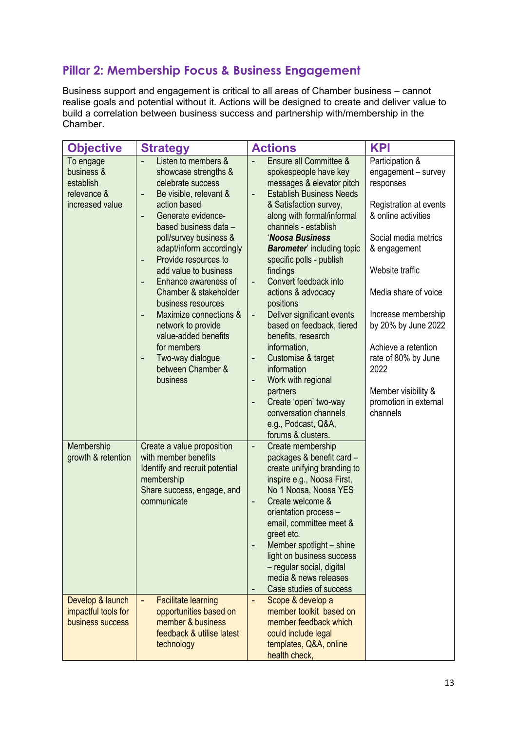## Pillar 2: Membership Focus & Business Engagement

Business support and engagement is critical to all areas of Chamber business – cannot realise goals and potential without it. Actions will be designed to create and deliver value to build a correlation between business success and partnership with/membership in the Chamber.

| Objective | Strategy | Actions | KPI |
|---|---|---|---|
| To engage business & establish relevance & increased value | - Listen to members & showcase strengths & celebrate success<br>- Be visible, relevant & action based<br>- Generate evidence-based business data – poll/survey business & adapt/inform accordingly<br>- Provide resources to add value to business<br>- Enhance awareness of Chamber & stakeholder business resources<br>- Maximize connections & network to provide value-added benefits for members<br>- Two-way dialogue between Chamber & business | - Ensure all Committee & spokespeople have key messages & elevator pitch<br>- Establish Business Needs & Satisfaction survey, along with formal/informal channels - establish '***Noosa Business Barometer***' including topic specific polls - publish findings<br>- Convert feedback into actions & advocacy positions<br>- Deliver significant events based on feedback, tiered benefits, research information,<br>- Customise & target information<br>- Work with regional partners<br>- Create 'open' two-way conversation channels e.g., Podcast, Q&A, forums & clusters. | Participation & engagement – survey responses<br><br>Registration at events & online activities<br><br>Social media metrics & engagement<br><br>Website traffic<br><br>Media share of voice<br><br>Increase membership by 20% by June 2022<br><br>Achieve a retention rate of 80% by June 2022<br><br>Member visibility & promotion in external channels |
| Membership growth & retention | Create a value proposition with member benefits<br>Identify and recruit potential membership<br>Share success, engage, and communicate | - Create membership packages & benefit card – create unifying branding to inspire e.g., Noosa First, No 1 Noosa, Noosa YES<br>- Create welcome & orientation process – email, committee meet & greet etc.<br>- Member spotlight – shine light on business success – regular social, digital media & news releases<br>- Case studies of success | |
| Develop & launch impactful tools for business success | - Facilitate learning opportunities based on member & business feedback & utilise latest technology | - Scope & develop a member toolkit based on member feedback which could include legal templates, Q&A, online health check, | |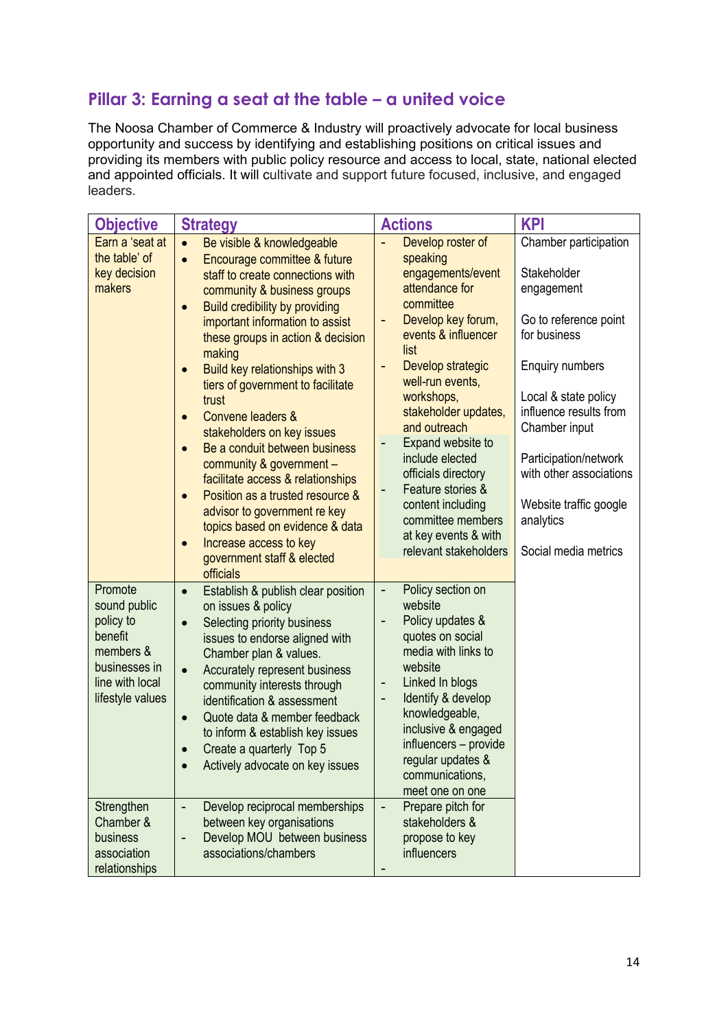## Pillar 3: Earning a seat at the table – a united voice

The Noosa Chamber of Commerce & Industry will proactively advocate for local business opportunity and success by identifying and establishing positions on critical issues and providing its members with public policy resource and access to local, state, national elected and appointed officials. It will cultivate and support future focused, inclusive, and engaged leaders.

| Objective | Strategy | Actions | KPI |
|---|---|---|---|
| Earn a 'seat at the table' of key decision makers | • Be visible & knowledgeable<br>• Encourage committee & future staff to create connections with community & business groups<br>• Build credibility by providing important information to assist these groups in action & decision making<br>• Build key relationships with 3 tiers of government to facilitate trust<br>• Convene leaders & stakeholders on key issues<br>• Be a conduit between business community & government – facilitate access & relationships<br>• Position as a trusted resource & advisor to government re key topics based on evidence & data<br>• Increase access to key government staff & elected officials | - Develop roster of speaking engagements/event attendance for committee<br>- Develop key forum, events & influencer list<br>- Develop strategic well-run events, workshops, stakeholder updates, and outreach<br>- Expand website to include elected officials directory<br>- Feature stories & content including committee members at key events & with relevant stakeholders | Chamber participation<br><br>Stakeholder engagement<br><br>Go to reference point for business<br><br>Enquiry numbers<br><br>Local & state policy influence results from Chamber input<br><br>Participation/network with other associations<br><br>Website traffic google analytics<br><br>Social media metrics |
| Promote sound public policy to benefit members & businesses in line with local lifestyle values | • Establish & publish clear position on issues & policy<br>• Selecting priority business issues to endorse aligned with Chamber plan & values.<br>• Accurately represent business community interests through identification & assessment<br>• Quote data & member feedback to inform & establish key issues<br>• Create a quarterly Top 5<br>• Actively advocate on key issues | - Policy section on website<br>- Policy updates & quotes on social media with links to website<br>- Linked In blogs<br>- Identify & develop knowledgeable, inclusive & engaged influencers – provide regular updates & communications, meet one on one | |
| Strengthen Chamber & business association relationships | - Develop reciprocal memberships between key organisations<br>- Develop MOU between business associations/chambers | - Prepare pitch for stakeholders & propose to key influencers<br>- | |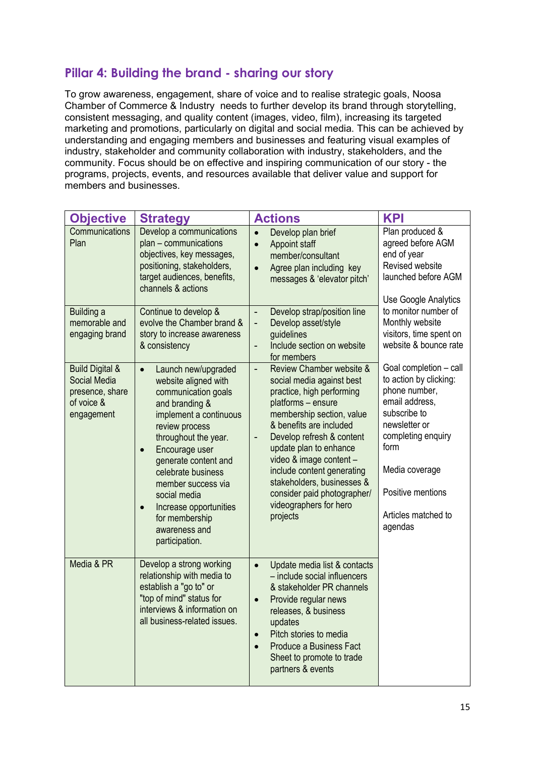## Pillar 4: Building the brand - sharing our story

To grow awareness, engagement, share of voice and to realise strategic goals, Noosa Chamber of Commerce & Industry needs to further develop its brand through storytelling, consistent messaging, and quality content (images, video, film), increasing its targeted marketing and promotions, particularly on digital and social media. This can be achieved by understanding and engaging members and businesses and featuring visual examples of industry, stakeholder and community collaboration with industry, stakeholders, and the community. Focus should be on effective and inspiring communication of our story - the programs, projects, events, and resources available that deliver value and support for members and businesses.

| Objective | Strategy | Actions | KPI |
|---|---|---|---|
| Communications Plan | Develop a communications plan – communications objectives, key messages, positioning, stakeholders, target audiences, benefits, channels & actions | • Develop plan brief<br>• Appoint staff member/consultant<br>• Agree plan including key messages & 'elevator pitch' | Plan produced & agreed before AGM end of year<br>Revised website launched before AGM<br><br>Use Google Analytics to monitor number of Monthly website visitors, time spent on website & bounce rate<br><br>Goal completion – call to action by clicking: phone number, email address, subscribe to newsletter or completing enquiry form<br><br>Media coverage<br><br>Positive mentions<br><br>Articles matched to agendas |
| Building a memorable and engaging brand | Continue to develop & evolve the Chamber brand & story to increase awareness & consistency | - Develop strap/position line<br>- Develop asset/style guidelines<br>- Include section on website for members | |
| Build Digital & Social Media presence, share of voice & engagement | • Launch new/upgraded website aligned with communication goals and branding & implement a continuous review process throughout the year.<br>• Encourage user generate content and celebrate business member success via social media<br>• Increase opportunities for membership awareness and participation. | - Review Chamber website & social media against best practice, high performing platforms – ensure membership section, value & benefits are included<br>- Develop refresh & content update plan to enhance video & image content – include content generating stakeholders, businesses & consider paid photographer/ videographers for hero projects | |
| Media & PR | Develop a strong working relationship with media to establish a "go to" or "top of mind" status for interviews & information on all business-related issues. | • Update media list & contacts – include social influencers & stakeholder PR channels<br>• Provide regular news releases, & business updates<br>• Pitch stories to media<br>• Produce a Business Fact Sheet to promote to trade partners & events | |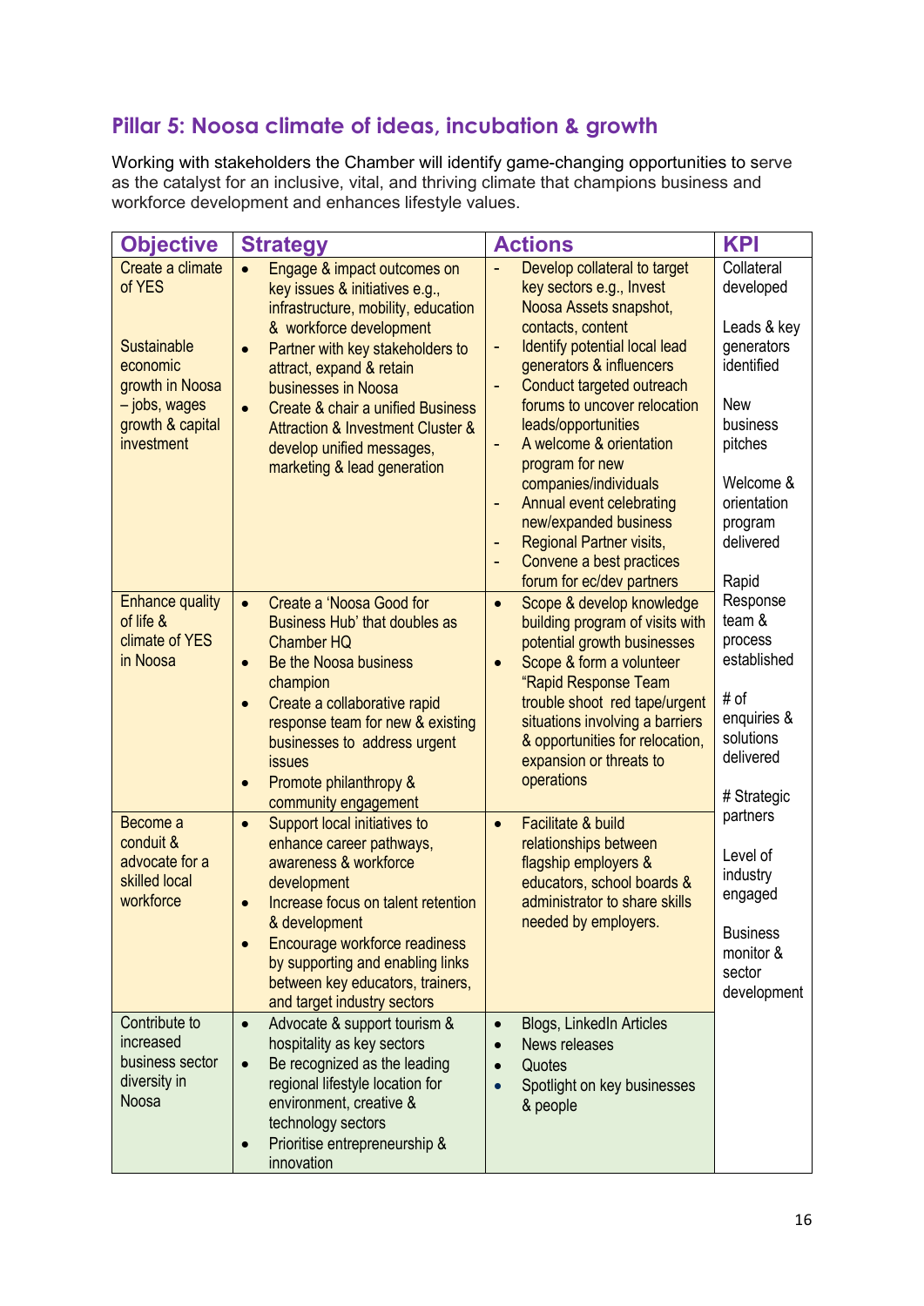## Pillar 5: Noosa climate of ideas, incubation & growth

Working with stakeholders the Chamber will identify game-changing opportunities to serve as the catalyst for an inclusive, vital, and thriving climate that champions business and workforce development and enhances lifestyle values.

| Objective | Strategy | Actions | KPI |
|---|---|---|---|
| Create a climate of YES<br><br>Sustainable economic growth in Noosa – jobs, wages growth & capital investment | • Engage & impact outcomes on key issues & initiatives e.g., infrastructure, mobility, education & workforce development<br>• Partner with key stakeholders to attract, expand & retain businesses in Noosa<br>• Create & chair a unified Business Attraction & Investment Cluster & develop unified messages, marketing & lead generation | - Develop collateral to target key sectors e.g., Invest Noosa Assets snapshot, contacts, content<br>- Identify potential local lead generators & influencers<br>- Conduct targeted outreach forums to uncover relocation leads/opportunities<br>- A welcome & orientation program for new companies/individuals<br>- Annual event celebrating new/expanded business<br>- Regional Partner visits,<br>- Convene a best practices forum for ec/dev partners | Collateral developed<br><br>Leads & key generators identified<br><br>New business pitches<br><br>Welcome & orientation program delivered<br><br>Rapid Response team & process established<br><br># of enquiries & solutions delivered<br><br># Strategic partners<br><br>Level of industry engaged<br><br>Business monitor & sector development |
| Enhance quality of life & climate of YES in Noosa | • Create a 'Noosa Good for Business Hub' that doubles as Chamber HQ<br>• Be the Noosa business champion<br>• Create a collaborative rapid response team for new & existing businesses to address urgent issues<br>• Promote philanthropy & community engagement | • Scope & develop knowledge building program of visits with potential growth businesses<br>• Scope & form a volunteer "Rapid Response Team trouble shoot red tape/urgent situations involving a barriers & opportunities for relocation, expansion or threats to operations | |
| Become a conduit & advocate for a skilled local workforce | • Support local initiatives to enhance career pathways, awareness & workforce development<br>• Increase focus on talent retention & development<br>• Encourage workforce readiness by supporting and enabling links between key educators, trainers, and target industry sectors | • Facilitate & build relationships between flagship employers & educators, school boards & administrator to share skills needed by employers. | |
| Contribute to increased business sector diversity in Noosa | • Advocate & support tourism & hospitality as key sectors<br>• Be recognized as the leading regional lifestyle location for environment, creative & technology sectors<br>• Prioritise entrepreneurship & innovation | • Blogs, LinkedIn Articles<br>• News releases<br>• Quotes<br>• Spotlight on key businesses & people | |